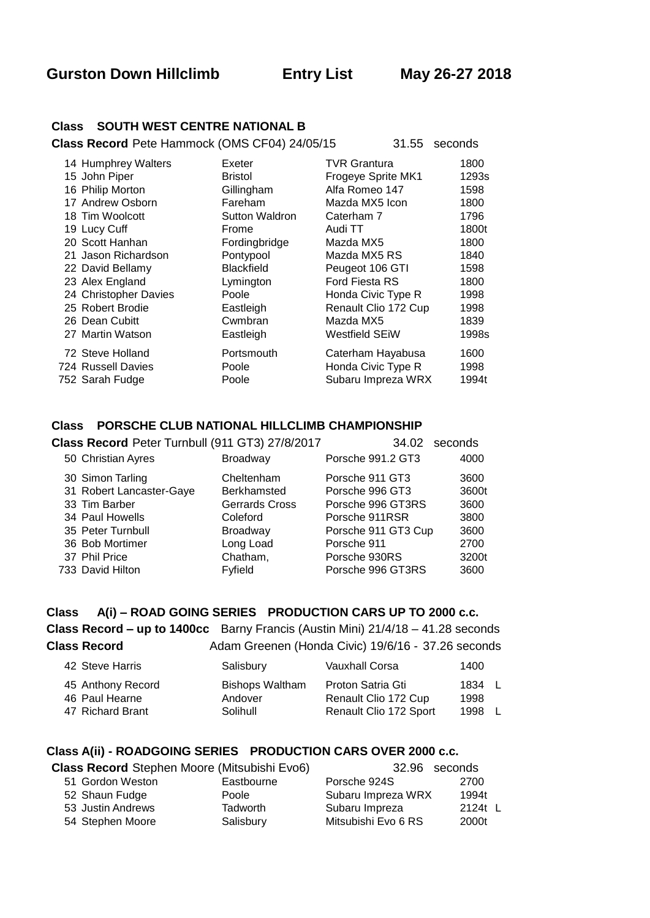# Gurston Down Hillclimb Entry List May 26-27 2018

## Class SOUTH WEST CENTRE NATIONAL B

**Class Record** Pete Hammock (OMS CF04) 24/05/15 31.55 seconds

| No. | Driver | Town | Car | cc |
|---|---|---|---|---|
| 14 | Humphrey Walters | Exeter | TVR Grantura | 1800 |
| 15 | John Piper | Bristol | Frogeye Sprite MK1 | 1293s |
| 16 | Philip Morton | Gillingham | Alfa Romeo 147 | 1598 |
| 17 | Andrew Osborn | Fareham | Mazda MX5 Icon | 1800 |
| 18 | Tim Woolcott | Sutton Waldron | Caterham 7 | 1796 |
| 19 | Lucy Cuff | Frome | Audi TT | 1800t |
| 20 | Scott Hanhan | Fordingbridge | Mazda MX5 | 1800 |
| 21 | Jason Richardson | Pontypool | Mazda MX5 RS | 1840 |
| 22 | David Bellamy | Blackfield | Peugeot 106 GTI | 1598 |
| 23 | Alex England | Lymington | Ford Fiesta RS | 1800 |
| 24 | Christopher Davies | Poole | Honda Civic Type R | 1998 |
| 25 | Robert Brodie | Eastleigh | Renault Clio 172 Cup | 1998 |
| 26 | Dean Cubitt | Cwmbran | Mazda MX5 | 1839 |
| 27 | Martin Watson | Eastleigh | Westfield SEiW | 1998s |
| 72 | Steve Holland | Portsmouth | Caterham Hayabusa | 1600 |
| 724 | Russell Davies | Poole | Honda Civic Type R | 1998 |
| 752 | Sarah Fudge | Poole | Subaru Impreza WRX | 1994t |

## Class PORSCHE CLUB NATIONAL HILLCLIMB CHAMPIONSHIP

**Class Record** Peter Turnbull (911 GT3) 27/8/2017 34.02 seconds

| No. | Driver | Town | Car | cc |
|---|---|---|---|---|
| 50 | Christian Ayres | Broadway | Porsche 991.2 GT3 | 4000 |
| 30 | Simon Tarling | Cheltenham | Porsche 911 GT3 | 3600 |
| 31 | Robert Lancaster-Gaye | Berkhamsted | Porsche 996 GT3 | 3600t |
| 33 | Tim Barber | Gerrards Cross | Porsche 996 GT3RS | 3600 |
| 34 | Paul Howells | Coleford | Porsche 911RSR | 3800 |
| 35 | Peter Turnbull | Broadway | Porsche 911 GT3 Cup | 3600 |
| 36 | Bob Mortimer | Long Load | Porsche 911 | 2700 |
| 37 | Phil Price | Chatham, | Porsche 930RS | 3200t |
| 733 | David Hilton | Fyfield | Porsche 996 GT3RS | 3600 |

## Class A(i) – ROAD GOING SERIES PRODUCTION CARS UP TO 2000 c.c.

**Class Record – up to 1400cc** Barny Francis (Austin Mini) 21/4/18 – 41.28 seconds

**Class Record** Adam Greenen (Honda Civic) 19/6/16 - 37.26 seconds

| No. | Driver | Town | Car | cc | |
|---|---|---|---|---|---|
| 42 | Steve Harris | Salisbury | Vauxhall Corsa | 1400 | |
| 45 | Anthony Record | Bishops Waltham | Proton Satria Gti | 1834 | L |
| 46 | Paul Hearne | Andover | Renault Clio 172 Cup | 1998 | |
| 47 | Richard Brant | Solihull | Renault Clio 172 Sport | 1998 | L |

## Class A(ii) - ROADGOING SERIES PRODUCTION CARS OVER 2000 c.c.

**Class Record** Stephen Moore (Mitsubishi Evo6) 32.96 seconds

| No. | Driver | Town | Car | cc | |
|---|---|---|---|---|---|
| 51 | Gordon Weston | Eastbourne | Porsche 924S | 2700 | |
| 52 | Shaun Fudge | Poole | Subaru Impreza WRX | 1994t | |
| 53 | Justin Andrews | Tadworth | Subaru Impreza | 2124t | L |
| 54 | Stephen Moore | Salisbury | Mitsubishi Evo 6 RS | 2000t | |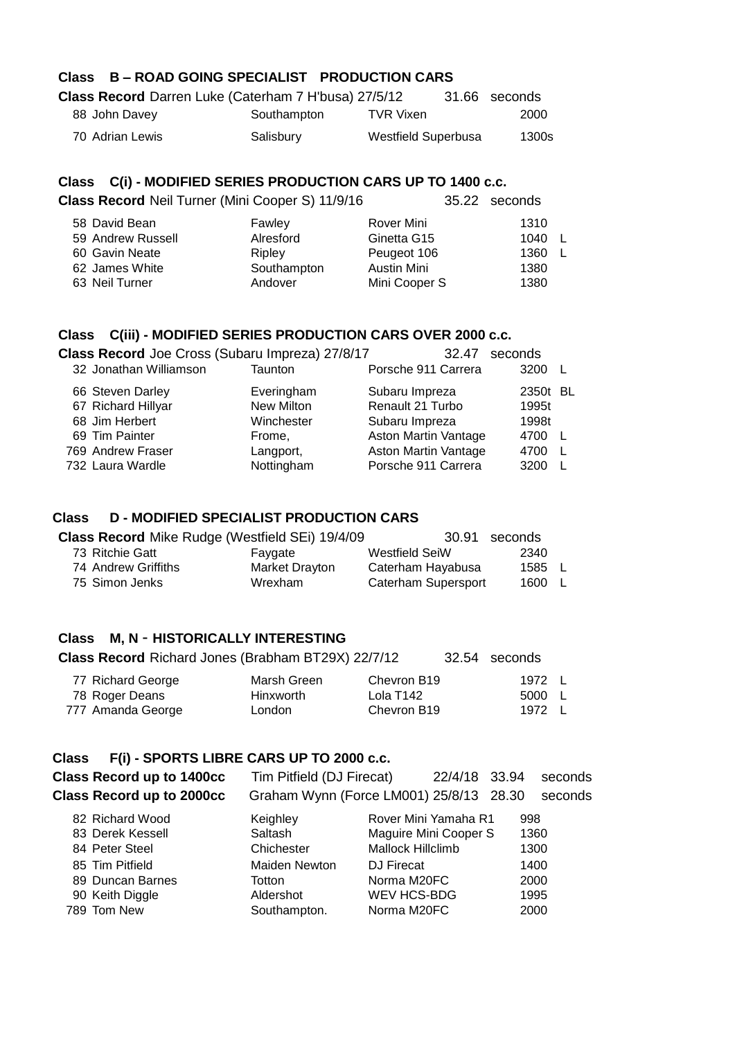## Class B – ROAD GOING SPECIALIST PRODUCTION CARS

**Class Record** Darren Luke (Caterham 7 H'busa) 27/5/12 31.66 seconds

| No. | Driver | Town | Car | cc | |
|---|---|---|---|---|---|
| 88 | John Davey | Southampton | TVR Vixen | 2000 | |
| 70 | Adrian Lewis | Salisbury | Westfield Superbusa | 1300s | |

## Class C(i) - MODIFIED SERIES PRODUCTION CARS UP TO 1400 c.c.

**Class Record** Neil Turner (Mini Cooper S) 11/9/16 35.22 seconds

| No. | Driver | Town | Car | cc | |
|---|---|---|---|---|---|
| 58 | David Bean | Fawley | Rover Mini | 1310 | |
| 59 | Andrew Russell | Alresford | Ginetta G15 | 1040 | L |
| 60 | Gavin Neate | Ripley | Peugeot 106 | 1360 | L |
| 62 | James White | Southampton | Austin Mini | 1380 | |
| 63 | Neil Turner | Andover | Mini Cooper S | 1380 | |

## Class C(iii) - MODIFIED SERIES PRODUCTION CARS OVER 2000 c.c.

**Class Record** Joe Cross (Subaru Impreza) 27/8/17 32.47 seconds

| No. | Driver | Town | Car | cc | |
|---|---|---|---|---|---|
| 32 | Jonathan Williamson | Taunton | Porsche 911 Carrera | 3200 | L |
| 66 | Steven Darley | Everingham | Subaru Impreza | 2350t | BL |
| 67 | Richard Hillyar | New Milton | Renault 21 Turbo | 1995t | |
| 68 | Jim Herbert | Winchester | Subaru Impreza | 1998t | |
| 69 | Tim Painter | Frome, | Aston Martin Vantage | 4700 | L |
| 769 | Andrew Fraser | Langport, | Aston Martin Vantage | 4700 | L |
| 732 | Laura Wardle | Nottingham | Porsche 911 Carrera | 3200 | L |

## Class D - MODIFIED SPECIALIST PRODUCTION CARS

**Class Record** Mike Rudge (Westfield SEi) 19/4/09 30.91 seconds

| No. | Driver | Town | Car | cc | |
|---|---|---|---|---|---|
| 73 | Ritchie Gatt | Faygate | Westfield SeiW | 2340 | |
| 74 | Andrew Griffiths | Market Drayton | Caterham Hayabusa | 1585 | L |
| 75 | Simon Jenks | Wrexham | Caterham Supersport | 1600 | L |

## Class M, N - HISTORICALLY INTERESTING

**Class Record** Richard Jones (Brabham BT29X) 22/7/12 32.54 seconds

| No. | Driver | Town | Car | cc | |
|---|---|---|---|---|---|
| 77 | Richard George | Marsh Green | Chevron B19 | 1972 | L |
| 78 | Roger Deans | Hinxworth | Lola T142 | 5000 | L |
| 777 | Amanda George | London | Chevron B19 | 1972 | L |

## Class F(i) - SPORTS LIBRE CARS UP TO 2000 c.c.

**Class Record up to 1400cc** Tim Pitfield (DJ Firecat) 22/4/18 33.94 seconds

**Class Record up to 2000cc** Graham Wynn (Force LM001) 25/8/13 28.30 seconds

| No. | Driver | Town | Car | cc |
|---|---|---|---|---|
| 82 | Richard Wood | Keighley | Rover Mini Yamaha R1 | 998 |
| 83 | Derek Kessell | Saltash | Maguire Mini Cooper S | 1360 |
| 84 | Peter Steel | Chichester | Mallock Hillclimb | 1300 |
| 85 | Tim Pitfield | Maiden Newton | DJ Firecat | 1400 |
| 89 | Duncan Barnes | Totton | Norma M20FC | 2000 |
| 90 | Keith Diggle | Aldershot | WEV HCS-BDG | 1995 |
| 789 | Tom New | Southampton. | Norma M20FC | 2000 |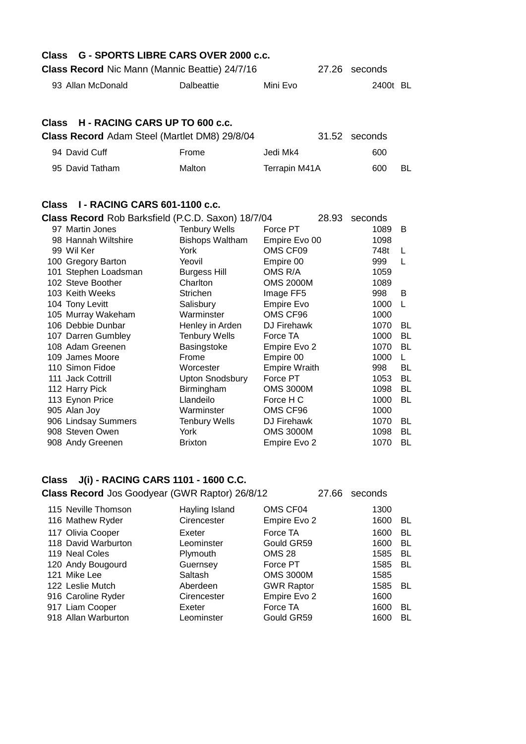### Class G - SPORTS LIBRE CARS OVER 2000 c.c.

**Class Record** Nic Mann (Mannic Beattie) 24/7/16 27.26 seconds

| | | | | |
|---|---|---|---|---|
| 93 Allan McDonald | Dalbeattie | Mini Evo | 2400t | BL |

### Class H - RACING CARS UP TO 600 c.c.

**Class Record** Adam Steel (Martlet DM8) 29/8/04 31.52 seconds

| | | | | |
|---|---|---|---|---|
| 94 David Cuff | Frome | Jedi Mk4 | 600 | |
| 95 David Tatham | Malton | Terrapin M41A | 600 | BL |

### Class I - RACING CARS 601-1100 c.c.

**Class Record** Rob Barksfield (P.C.D. Saxon) 18/7/04 28.93 seconds

| | | | | |
|---|---|---|---|---|
| 97 Martin Jones | Tenbury Wells | Force PT | 1089 | B |
| 98 Hannah Wiltshire | Bishops Waltham | Empire Evo 00 | 1098 | |
| 99 Wil Ker | York | OMS CF09 | 748t | L |
| 100 Gregory Barton | Yeovil | Empire 00 | 999 | L |
| 101 Stephen Loadsman | Burgess Hill | OMS R/A | 1059 | |
| 102 Steve Boother | Charlton | OMS 2000M | 1089 | |
| 103 Keith Weeks | Strichen | Image FF5 | 998 | B |
| 104 Tony Levitt | Salisbury | Empire Evo | 1000 | L |
| 105 Murray Wakeham | Warminster | OMS CF96 | 1000 | |
| 106 Debbie Dunbar | Henley in Arden | DJ Firehawk | 1070 | BL |
| 107 Darren Gumbley | Tenbury Wells | Force TA | 1000 | BL |
| 108 Adam Greenen | Basingstoke | Empire Evo 2 | 1070 | BL |
| 109 James Moore | Frome | Empire 00 | 1000 | L |
| 110 Simon Fidoe | Worcester | Empire Wraith | 998 | BL |
| 111 Jack Cottrill | Upton Snodsbury | Force PT | 1053 | BL |
| 112 Harry Pick | Birmingham | OMS 3000M | 1098 | BL |
| 113 Eynon Price | Llandeilo | Force H C | 1000 | BL |
| 905 Alan Joy | Warminster | OMS CF96 | 1000 | |
| 906 Lindsay Summers | Tenbury Wells | DJ Firehawk | 1070 | BL |
| 908 Steven Owen | York | OMS 3000M | 1098 | BL |
| 908 Andy Greenen | Brixton | Empire Evo 2 | 1070 | BL |

### Class J(i) - RACING CARS 1101 - 1600 C.C.

**Class Record** Jos Goodyear (GWR Raptor) 26/8/12 27.66 seconds

| | | | | |
|---|---|---|---|---|
| 115 Neville Thomson | Hayling Island | OMS CF04 | 1300 | |
| 116 Mathew Ryder | Cirencester | Empire Evo 2 | 1600 | BL |
| 117 Olivia Cooper | Exeter | Force TA | 1600 | BL |
| 118 David Warburton | Leominster | Gould GR59 | 1600 | BL |
| 119 Neal Coles | Plymouth | OMS 28 | 1585 | BL |
| 120 Andy Bougourd | Guernsey | Force PT | 1585 | BL |
| 121 Mike Lee | Saltash | OMS 3000M | 1585 | |
| 122 Leslie Mutch | Aberdeen | GWR Raptor | 1585 | BL |
| 916 Caroline Ryder | Cirencester | Empire Evo 2 | 1600 | |
| 917 Liam Cooper | Exeter | Force TA | 1600 | BL |
| 918 Allan Warburton | Leominster | Gould GR59 | 1600 | BL |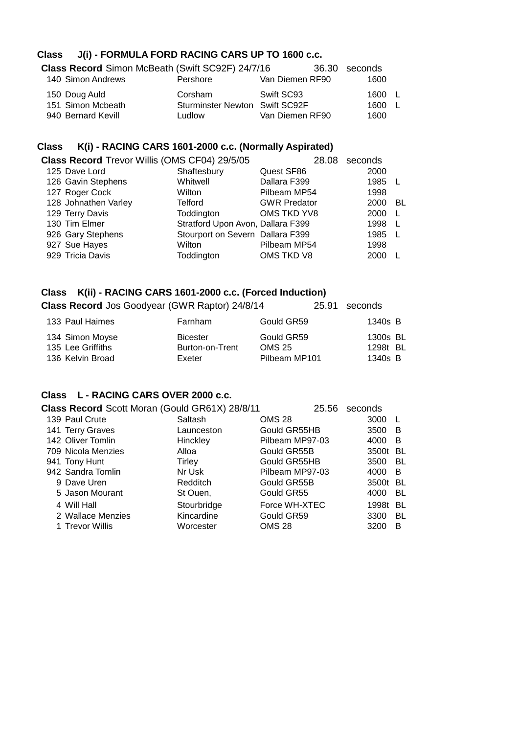## Class J(i) - FORMULA FORD RACING CARS UP TO 1600 c.c.

**Class Record** Simon McBeath (Swift SC92F) 24/7/16 36.30 seconds

| No. | Name | Town | Car | cc | |
|---|---|---|---|---|---|
| 140 | Simon Andrews | Pershore | Van Diemen RF90 | 1600 | |
| 150 | Doug Auld | Corsham | Swift SC93 | 1600 | L |
| 151 | Simon Mcbeath | Sturminster Newton | Swift SC92F | 1600 | L |
| 940 | Bernard Kevill | Ludlow | Van Diemen RF90 | 1600 | |

## Class K(i) - RACING CARS 1601-2000 c.c. (Normally Aspirated)

**Class Record** Trevor Willis (OMS CF04) 29/5/05 28.08 seconds

| No. | Name | Town | Car | cc | |
|---|---|---|---|---|---|
| 125 | Dave Lord | Shaftesbury | Quest SF86 | 2000 | |
| 126 | Gavin Stephens | Whitwell | Dallara F399 | 1985 | L |
| 127 | Roger Cock | Wilton | Pilbeam MP54 | 1998 | |
| 128 | Johnathen Varley | Telford | GWR Predator | 2000 | BL |
| 129 | Terry Davis | Toddington | OMS TKD YV8 | 2000 | L |
| 130 | Tim Elmer | Stratford Upon Avon, | Dallara F399 | 1998 | L |
| 926 | Gary Stephens | Stourport on Severn | Dallara F399 | 1985 | L |
| 927 | Sue Hayes | Wilton | Pilbeam MP54 | 1998 | |
| 929 | Tricia Davis | Toddington | OMS TKD V8 | 2000 | L |

## Class K(ii) - RACING CARS 1601-2000 c.c. (Forced Induction)

**Class Record** Jos Goodyear (GWR Raptor) 24/8/14 25.91 seconds

| No. | Name | Town | Car | cc | |
|---|---|---|---|---|---|
| 133 | Paul Haimes | Farnham | Gould GR59 | 1340s | B |
| 134 | Simon Moyse | Bicester | Gould GR59 | 1300s | BL |
| 135 | Lee Griffiths | Burton-on-Trent | OMS 25 | 1298t | BL |
| 136 | Kelvin Broad | Exeter | Pilbeam MP101 | 1340s | B |

## Class L - RACING CARS OVER 2000 c.c.

**Class Record** Scott Moran (Gould GR61X) 28/8/11 25.56 seconds

| No. | Name | Town | Car | cc | |
|---|---|---|---|---|---|
| 139 | Paul Crute | Saltash | OMS 28 | 3000 | L |
| 141 | Terry Graves | Launceston | Gould GR55HB | 3500 | B |
| 142 | Oliver Tomlin | Hinckley | Pilbeam MP97-03 | 4000 | B |
| 709 | Nicola Menzies | Alloa | Gould GR55B | 3500t | BL |
| 941 | Tony Hunt | Tirley | Gould GR55HB | 3500 | BL |
| 942 | Sandra Tomlin | Nr Usk | Pilbeam MP97-03 | 4000 | B |
| 9 | Dave Uren | Redditch | Gould GR55B | 3500t | BL |
| 5 | Jason Mourant | St Ouen, | Gould GR55 | 4000 | BL |
| 4 | Will Hall | Stourbridge | Force WH-XTEC | 1998t | BL |
| 2 | Wallace Menzies | Kincardine | Gould GR59 | 3300 | BL |
| 1 | Trevor Willis | Worcester | OMS 28 | 3200 | B |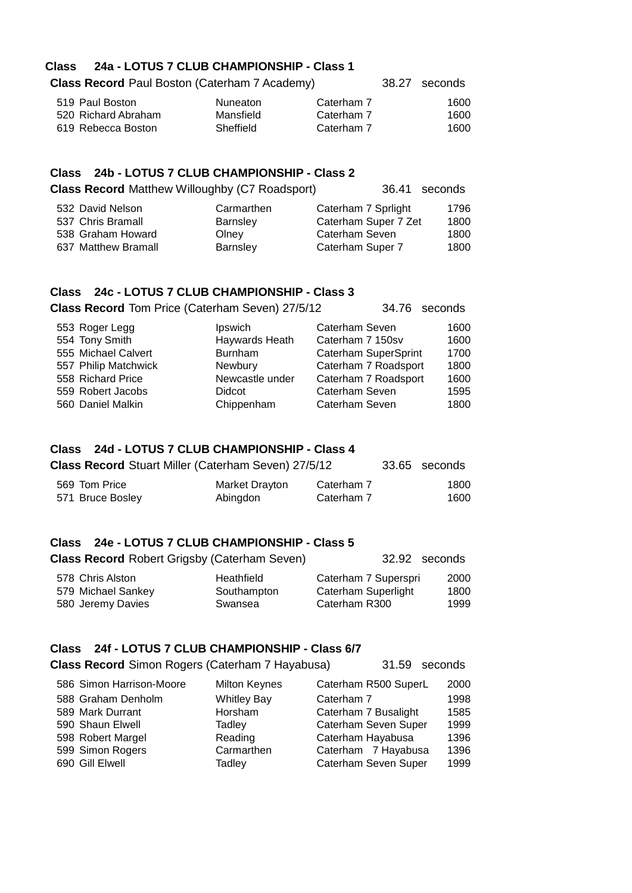## Class 24a - LOTUS 7 CLUB CHAMPIONSHIP - Class 1

**Class Record** Paul Boston (Caterham 7 Academy) 38.27 seconds

| | | | | |
|---|---|---|---|---|
| 519 | Paul Boston | Nuneaton | Caterham 7 | 1600 |
| 520 | Richard Abraham | Mansfield | Caterham 7 | 1600 |
| 619 | Rebecca Boston | Sheffield | Caterham 7 | 1600 |

## Class 24b - LOTUS 7 CLUB CHAMPIONSHIP - Class 2

**Class Record** Matthew Willoughby (C7 Roadsport) 36.41 seconds

| | | | | |
|---|---|---|---|---|
| 532 | David Nelson | Carmarthen | Caterham 7 Sprlight | 1796 |
| 537 | Chris Bramall | Barnsley | Caterham Super 7 Zet | 1800 |
| 538 | Graham Howard | Olney | Caterham Seven | 1800 |
| 637 | Matthew Bramall | Barnsley | Caterham Super 7 | 1800 |

## Class 24c - LOTUS 7 CLUB CHAMPIONSHIP - Class 3

**Class Record** Tom Price (Caterham Seven) 27/5/12 34.76 seconds

| | | | | |
|---|---|---|---|---|
| 553 | Roger Legg | Ipswich | Caterham Seven | 1600 |
| 554 | Tony Smith | Haywards Heath | Caterham 7 150sv | 1600 |
| 555 | Michael Calvert | Burnham | Caterham SuperSprint | 1700 |
| 557 | Philip Matchwick | Newbury | Caterham 7 Roadsport | 1800 |
| 558 | Richard Price | Newcastle under | Caterham 7 Roadsport | 1600 |
| 559 | Robert Jacobs | Didcot | Caterham Seven | 1595 |
| 560 | Daniel Malkin | Chippenham | Caterham Seven | 1800 |

## Class 24d - LOTUS 7 CLUB CHAMPIONSHIP - Class 4

**Class Record** Stuart Miller (Caterham Seven) 27/5/12 33.65 seconds

| | | | | |
|---|---|---|---|---|
| 569 | Tom Price | Market Drayton | Caterham 7 | 1800 |
| 571 | Bruce Bosley | Abingdon | Caterham 7 | 1600 |

## Class 24e - LOTUS 7 CLUB CHAMPIONSHIP - Class 5

**Class Record** Robert Grigsby (Caterham Seven) 32.92 seconds

| | | | | |
|---|---|---|---|---|
| 578 | Chris Alston | Heathfield | Caterham 7 Superspri | 2000 |
| 579 | Michael Sankey | Southampton | Caterham Superlight | 1800 |
| 580 | Jeremy Davies | Swansea | Caterham R300 | 1999 |

## Class 24f - LOTUS 7 CLUB CHAMPIONSHIP - Class 6/7

**Class Record** Simon Rogers (Caterham 7 Hayabusa) 31.59 seconds

| | | | | |
|---|---|---|---|---|
| 586 | Simon Harrison-Moore | Milton Keynes | Caterham R500 SuperL | 2000 |
| 588 | Graham Denholm | Whitley Bay | Caterham 7 | 1998 |
| 589 | Mark Durrant | Horsham | Caterham 7 Busalight | 1585 |
| 590 | Shaun Elwell | Tadley | Caterham Seven Super | 1999 |
| 598 | Robert Margel | Reading | Caterham Hayabusa | 1396 |
| 599 | Simon Rogers | Carmarthen | Caterham 7 Hayabusa | 1396 |
| 690 | Gill Elwell | Tadley | Caterham Seven Super | 1999 |